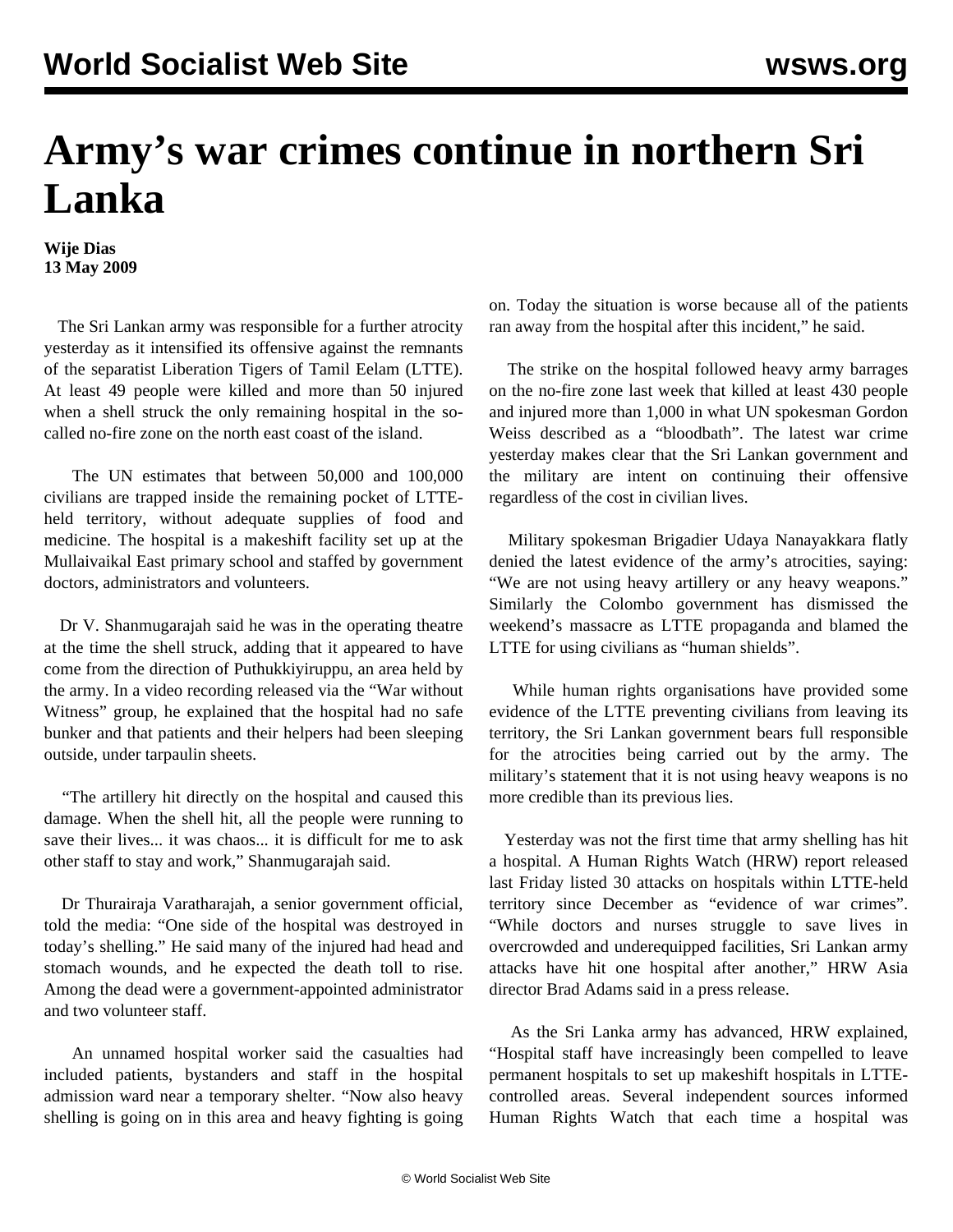# Army's war crimes continue in northern Sri Lanka

**Wije Dias**
**13 May 2009**

The Sri Lankan army was responsible for a further atrocity yesterday as it intensified its offensive against the remnants of the separatist Liberation Tigers of Tamil Eelam (LTTE). At least 49 people were killed and more than 50 injured when a shell struck the only remaining hospital in the so-called no-fire zone on the north east coast of the island.

The UN estimates that between 50,000 and 100,000 civilians are trapped inside the remaining pocket of LTTE-held territory, without adequate supplies of food and medicine. The hospital is a makeshift facility set up at the Mullaivaikal East primary school and staffed by government doctors, administrators and volunteers.

Dr V. Shanmugarajah said he was in the operating theatre at the time the shell struck, adding that it appeared to have come from the direction of Puthukkiyiruppu, an area held by the army. In a video recording released via the "War without Witness" group, he explained that the hospital had no safe bunker and that patients and their helpers had been sleeping outside, under tarpaulin sheets.

"The artillery hit directly on the hospital and caused this damage. When the shell hit, all the people were running to save their lives... it was chaos... it is difficult for me to ask other staff to stay and work," Shanmugarajah said.

Dr Thurairaja Varatharajah, a senior government official, told the media: "One side of the hospital was destroyed in today's shelling." He said many of the injured had head and stomach wounds, and he expected the death toll to rise. Among the dead were a government-appointed administrator and two volunteer staff.

An unnamed hospital worker said the casualties had included patients, bystanders and staff in the hospital admission ward near a temporary shelter. "Now also heavy shelling is going on in this area and heavy fighting is going on. Today the situation is worse because all of the patients ran away from the hospital after this incident," he said.

The strike on the hospital followed heavy army barrages on the no-fire zone last week that killed at least 430 people and injured more than 1,000 in what UN spokesman Gordon Weiss described as a "bloodbath". The latest war crime yesterday makes clear that the Sri Lankan government and the military are intent on continuing their offensive regardless of the cost in civilian lives.

Military spokesman Brigadier Udaya Nanayakkara flatly denied the latest evidence of the army's atrocities, saying: "We are not using heavy artillery or any heavy weapons." Similarly the Colombo government has dismissed the weekend's massacre as LTTE propaganda and blamed the LTTE for using civilians as "human shields".

While human rights organisations have provided some evidence of the LTTE preventing civilians from leaving its territory, the Sri Lankan government bears full responsible for the atrocities being carried out by the army. The military's statement that it is not using heavy weapons is no more credible than its previous lies.

Yesterday was not the first time that army shelling has hit a hospital. A Human Rights Watch (HRW) report released last Friday listed 30 attacks on hospitals within LTTE-held territory since December as "evidence of war crimes". "While doctors and nurses struggle to save lives in overcrowded and underequipped facilities, Sri Lankan army attacks have hit one hospital after another," HRW Asia director Brad Adams said in a press release.

As the Sri Lanka army has advanced, HRW explained, "Hospital staff have increasingly been compelled to leave permanent hospitals to set up makeshift hospitals in LTTE-controlled areas. Several independent sources informed Human Rights Watch that each time a hospital was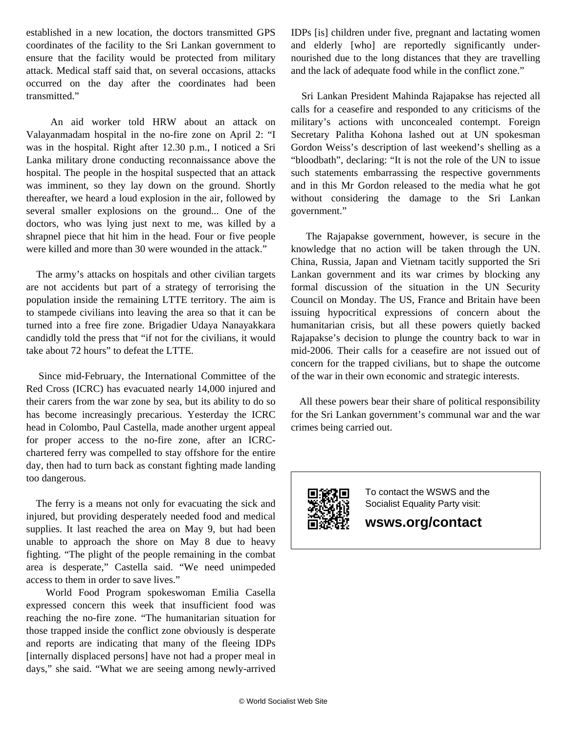established in a new location, the doctors transmitted GPS coordinates of the facility to the Sri Lankan government to ensure that the facility would be protected from military attack. Medical staff said that, on several occasions, attacks occurred on the day after the coordinates had been transmitted."

An aid worker told HRW about an attack on Valayanmadam hospital in the no-fire zone on April 2: "I was in the hospital. Right after 12.30 p.m., I noticed a Sri Lanka military drone conducting reconnaissance above the hospital. The people in the hospital suspected that an attack was imminent, so they lay down on the ground. Shortly thereafter, we heard a loud explosion in the air, followed by several smaller explosions on the ground... One of the doctors, who was lying just next to me, was killed by a shrapnel piece that hit him in the head. Four or five people were killed and more than 30 were wounded in the attack."

The army's attacks on hospitals and other civilian targets are not accidents but part of a strategy of terrorising the population inside the remaining LTTE territory. The aim is to stampede civilians into leaving the area so that it can be turned into a free fire zone. Brigadier Udaya Nanayakkara candidly told the press that "if not for the civilians, it would take about 72 hours" to defeat the LTTE.

Since mid-February, the International Committee of the Red Cross (ICRC) has evacuated nearly 14,000 injured and their carers from the war zone by sea, but its ability to do so has become increasingly precarious. Yesterday the ICRC head in Colombo, Paul Castella, made another urgent appeal for proper access to the no-fire zone, after an ICRC-chartered ferry was compelled to stay offshore for the entire day, then had to turn back as constant fighting made landing too dangerous.

The ferry is a means not only for evacuating the sick and injured, but providing desperately needed food and medical supplies. It last reached the area on May 9, but had been unable to approach the shore on May 8 due to heavy fighting. "The plight of the people remaining in the combat area is desperate," Castella said. "We need unimpeded access to them in order to save lives."

World Food Program spokeswoman Emilia Casella expressed concern this week that insufficient food was reaching the no-fire zone. "The humanitarian situation for those trapped inside the conflict zone obviously is desperate and reports are indicating that many of the fleeing IDPs [internally displaced persons] have not had a proper meal in days," she said. "What we are seeing among newly-arrived IDPs [is] children under five, pregnant and lactating women and elderly [who] are reportedly significantly under-nourished due to the long distances that they are travelling and the lack of adequate food while in the conflict zone."

Sri Lankan President Mahinda Rajapakse has rejected all calls for a ceasefire and responded to any criticisms of the military's actions with unconcealed contempt. Foreign Secretary Palitha Kohona lashed out at UN spokesman Gordon Weiss's description of last weekend's shelling as a "bloodbath", declaring: "It is not the role of the UN to issue such statements embarrassing the respective governments and in this Mr Gordon released to the media what he got without considering the damage to the Sri Lankan government."

The Rajapakse government, however, is secure in the knowledge that no action will be taken through the UN. China, Russia, Japan and Vietnam tacitly supported the Sri Lankan government and its war crimes by blocking any formal discussion of the situation in the UN Security Council on Monday. The US, France and Britain have been issuing hypocritical expressions of concern about the humanitarian crisis, but all these powers quietly backed Rajapakse's decision to plunge the country back to war in mid-2006. Their calls for a ceasefire are not issued out of concern for the trapped civilians, but to shape the outcome of the war in their own economic and strategic interests.

All these powers bear their share of political responsibility for the Sri Lankan government's communal war and the war crimes being carried out.

To contact the WSWS and the Socialist Equality Party visit:

**wsws.org/contact**